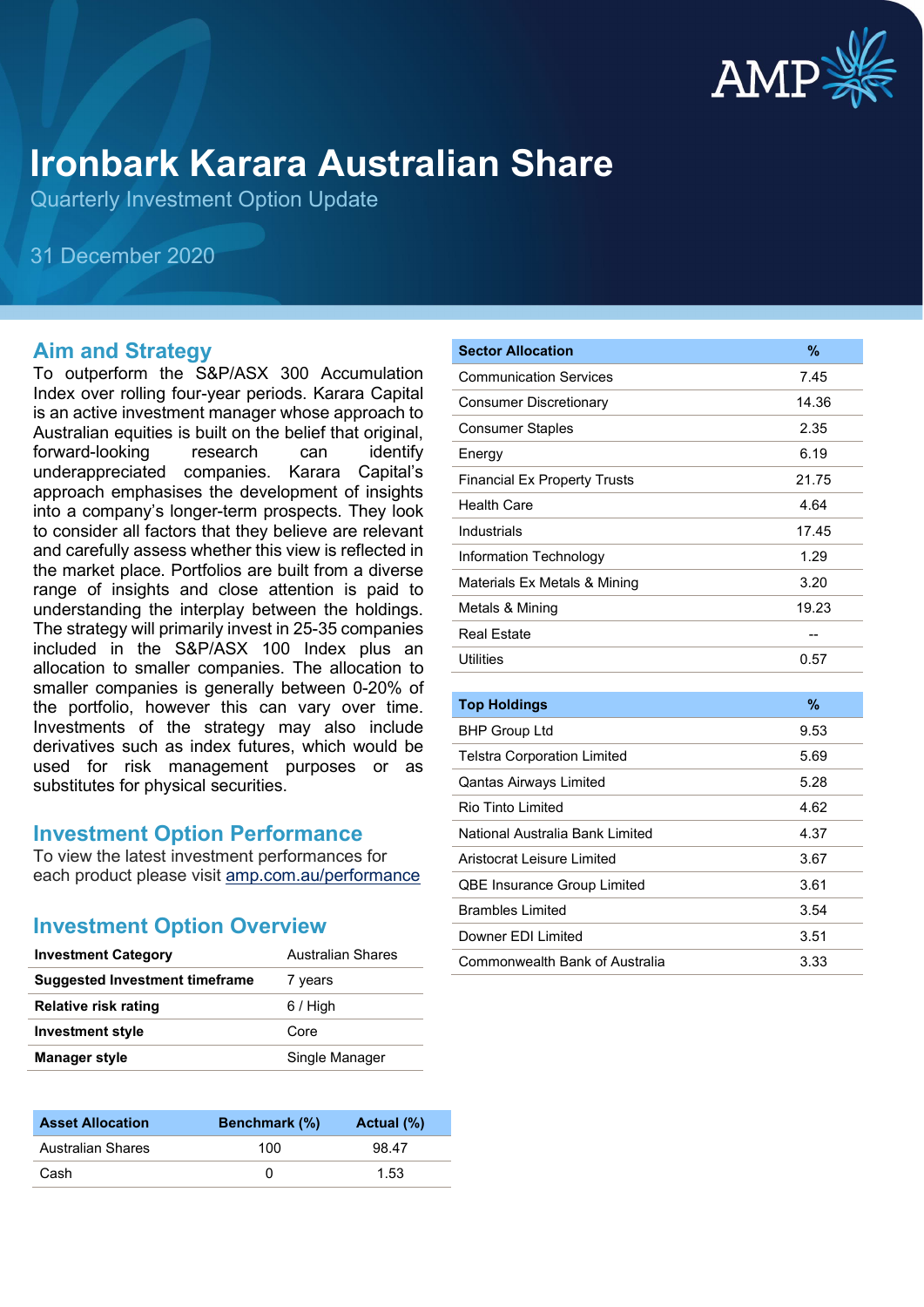# Ironbark Karara Australian Share

Quarterly Investment Option Update

31 December 2020

## Aim and Strategy

To outperform the S&P/ASX 300 Accumulation Index over rolling four-year periods. Karara Capital is an active investment manager whose approach to Australian equities is built on the belief that original, forward-looking research can identify underappreciated companies. Karara Capital's approach emphasises the development of insights into a company's longer-term prospects. They look to consider all factors that they believe are relevant and carefully assess whether this view is reflected in the market place. Portfolios are built from a diverse range of insights and close attention is paid to understanding the interplay between the holdings. The strategy will primarily invest in 25-35 companies included in the S&P/ASX 100 Index plus an allocation to smaller companies. The allocation to smaller companies is generally between 0-20% of the portfolio, however this can vary over time. Investments of the strategy may also include derivatives such as index futures, which would be used for risk management purposes or as substitutes for physical securities.

## Investment Option Performance

To view the latest investment performances for each product please visit amp.com.au/performance

## Investment Option Overview

| | |
|---|---|
| **Investment Category** | Australian Shares |
| **Suggested Investment timeframe** | 7 years |
| **Relative risk rating** | 6 / High |
| **Investment style** | Core |
| **Manager style** | Single Manager |

| Asset Allocation | Benchmark (%) | Actual (%) |
|---|---|---|
| Australian Shares | 100 | 98.47 |
| Cash | 0 | 1.53 |

| Sector Allocation | % |
|---|---|
| Communication Services | 7.45 |
| Consumer Discretionary | 14.36 |
| Consumer Staples | 2.35 |
| Energy | 6.19 |
| Financial Ex Property Trusts | 21.75 |
| Health Care | 4.64 |
| Industrials | 17.45 |
| Information Technology | 1.29 |
| Materials Ex Metals & Mining | 3.20 |
| Metals & Mining | 19.23 |
| Real Estate | -- |
| Utilities | 0.57 |

| Top Holdings | % |
|---|---|
| BHP Group Ltd | 9.53 |
| Telstra Corporation Limited | 5.69 |
| Qantas Airways Limited | 5.28 |
| Rio Tinto Limited | 4.62 |
| National Australia Bank Limited | 4.37 |
| Aristocrat Leisure Limited | 3.67 |
| QBE Insurance Group Limited | 3.61 |
| Brambles Limited | 3.54 |
| Downer EDI Limited | 3.51 |
| Commonwealth Bank of Australia | 3.33 |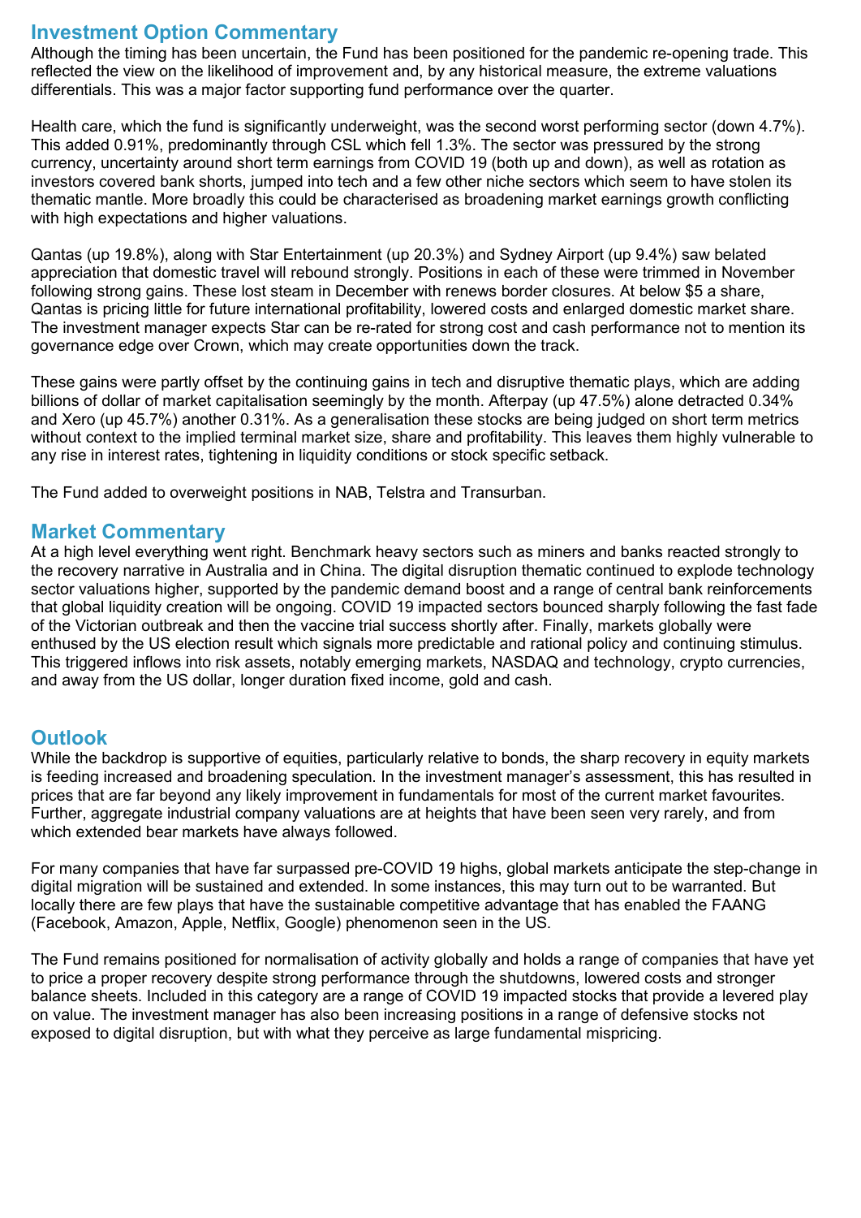## Investment Option Commentary

Although the timing has been uncertain, the Fund has been positioned for the pandemic re-opening trade. This reflected the view on the likelihood of improvement and, by any historical measure, the extreme valuations differentials. This was a major factor supporting fund performance over the quarter.

Health care, which the fund is significantly underweight, was the second worst performing sector (down 4.7%). This added 0.91%, predominantly through CSL which fell 1.3%. The sector was pressured by the strong currency, uncertainty around short term earnings from COVID 19 (both up and down), as well as rotation as investors covered bank shorts, jumped into tech and a few other niche sectors which seem to have stolen its thematic mantle. More broadly this could be characterised as broadening market earnings growth conflicting with high expectations and higher valuations.

Qantas (up 19.8%), along with Star Entertainment (up 20.3%) and Sydney Airport (up 9.4%) saw belated appreciation that domestic travel will rebound strongly. Positions in each of these were trimmed in November following strong gains. These lost steam in December with renews border closures. At below $5 a share, Qantas is pricing little for future international profitability, lowered costs and enlarged domestic market share. The investment manager expects Star can be re-rated for strong cost and cash performance not to mention its governance edge over Crown, which may create opportunities down the track.

These gains were partly offset by the continuing gains in tech and disruptive thematic plays, which are adding billions of dollar of market capitalisation seemingly by the month. Afterpay (up 47.5%) alone detracted 0.34% and Xero (up 45.7%) another 0.31%. As a generalisation these stocks are being judged on short term metrics without context to the implied terminal market size, share and profitability. This leaves them highly vulnerable to any rise in interest rates, tightening in liquidity conditions or stock specific setback.

The Fund added to overweight positions in NAB, Telstra and Transurban.

## Market Commentary

At a high level everything went right. Benchmark heavy sectors such as miners and banks reacted strongly to the recovery narrative in Australia and in China. The digital disruption thematic continued to explode technology sector valuations higher, supported by the pandemic demand boost and a range of central bank reinforcements that global liquidity creation will be ongoing. COVID 19 impacted sectors bounced sharply following the fast fade of the Victorian outbreak and then the vaccine trial success shortly after. Finally, markets globally were enthused by the US election result which signals more predictable and rational policy and continuing stimulus. This triggered inflows into risk assets, notably emerging markets, NASDAQ and technology, crypto currencies, and away from the US dollar, longer duration fixed income, gold and cash.

## Outlook

While the backdrop is supportive of equities, particularly relative to bonds, the sharp recovery in equity markets is feeding increased and broadening speculation. In the investment manager's assessment, this has resulted in prices that are far beyond any likely improvement in fundamentals for most of the current market favourites. Further, aggregate industrial company valuations are at heights that have been seen very rarely, and from which extended bear markets have always followed.

For many companies that have far surpassed pre-COVID 19 highs, global markets anticipate the step-change in digital migration will be sustained and extended. In some instances, this may turn out to be warranted. But locally there are few plays that have the sustainable competitive advantage that has enabled the FAANG (Facebook, Amazon, Apple, Netflix, Google) phenomenon seen in the US.

The Fund remains positioned for normalisation of activity globally and holds a range of companies that have yet to price a proper recovery despite strong performance through the shutdowns, lowered costs and stronger balance sheets. Included in this category are a range of COVID 19 impacted stocks that provide a levered play on value. The investment manager has also been increasing positions in a range of defensive stocks not exposed to digital disruption, but with what they perceive as large fundamental mispricing.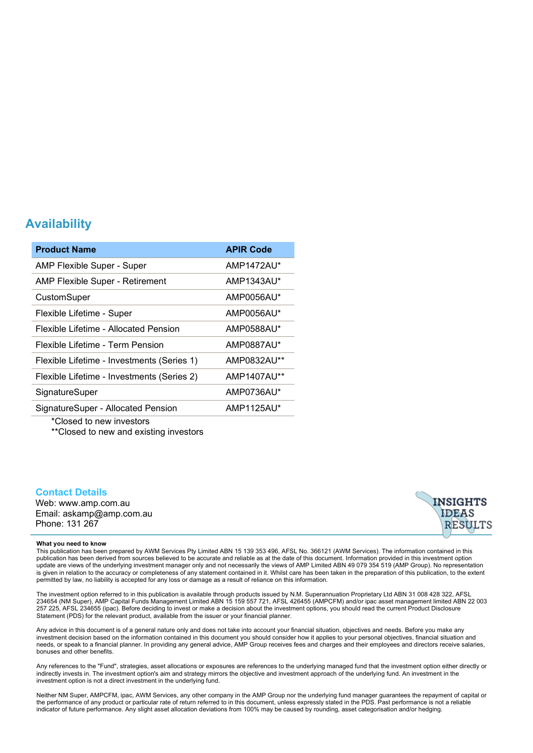## Availability

| Product Name | APIR Code |
|---|---|
| AMP Flexible Super - Super | AMP1472AU* |
| AMP Flexible Super - Retirement | AMP1343AU* |
| CustomSuper | AMP0056AU* |
| Flexible Lifetime - Super | AMP0056AU* |
| Flexible Lifetime - Allocated Pension | AMP0588AU* |
| Flexible Lifetime - Term Pension | AMP0887AU* |
| Flexible Lifetime - Investments (Series 1) | AMP0832AU** |
| Flexible Lifetime - Investments (Series 2) | AMP1407AU** |
| SignatureSuper | AMP0736AU* |
| SignatureSuper - Allocated Pension | AMP1125AU* |

*Closed to new investors
**Closed to new and existing investors

### Contact Details

Web: www.amp.com.au
Email: askamp@amp.com.au
Phone: 131 267

INSIGHTS
IDEAS
RESULTS

**What you need to know**

This publication has been prepared by AWM Services Pty Limited ABN 15 139 353 496, AFSL No. 366121 (AWM Services). The information contained in this publication has been derived from sources believed to be accurate and reliable as at the date of this document. Information provided in this investment option update are views of the underlying investment manager only and not necessarily the views of AMP Limited ABN 49 079 354 519 (AMP Group). No representation is given in relation to the accuracy or completeness of any statement contained in it. Whilst care has been taken in the preparation of this publication, to the extent permitted by law, no liability is accepted for any loss or damage as a result of reliance on this information.

The investment option referred to in this publication is available through products issued by N.M. Superannuation Proprietary Ltd ABN 31 008 428 322, AFSL 234654 (NM Super), AMP Capital Funds Management Limited ABN 15 159 557 721, AFSL 426455 (AMPCFM) and/or ipac asset management limited ABN 22 003 257 225, AFSL 234655 (ipac). Before deciding to invest or make a decision about the investment options, you should read the current Product Disclosure Statement (PDS) for the relevant product, available from the issuer or your financial planner.

Any advice in this document is of a general nature only and does not take into account your financial situation, objectives and needs. Before you make any investment decision based on the information contained in this document you should consider how it applies to your personal objectives, financial situation and needs, or speak to a financial planner. In providing any general advice, AMP Group receives fees and charges and their employees and directors receive salaries, bonuses and other benefits.

Any references to the "Fund", strategies, asset allocations or exposures are references to the underlying managed fund that the investment option either directly or indirectly invests in. The investment option's aim and strategy mirrors the objective and investment approach of the underlying fund. An investment in the investment option is not a direct investment in the underlying fund.

Neither NM Super, AMPCFM, ipac, AWM Services, any other company in the AMP Group nor the underlying fund manager guarantees the repayment of capital or the performance of any product or particular rate of return referred to in this document, unless expressly stated in the PDS. Past performance is not a reliable indicator of future performance. Any slight asset allocation deviations from 100% may be caused by rounding, asset categorisation and/or hedging.